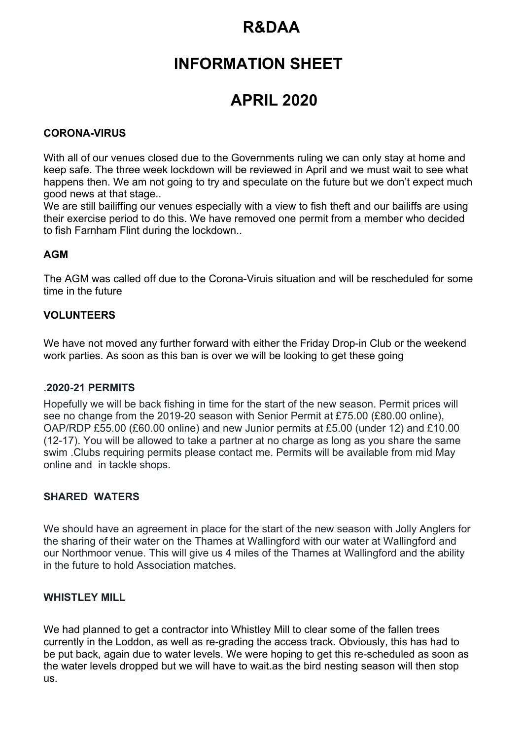# R&DAA

# INFORMATION SHEET

# APRIL 2020

### CORONA-VIRUS

With all of our venues closed due to the Governments ruling we can only stay at home and keep safe. The three week lockdown will be reviewed in April and we must wait to see what happens then. We am not going to try and speculate on the future but we don't expect much good news at that stage..

We are still bailiffing our venues especially with a view to fish theft and our bailiffs are using their exercise period to do this. We have removed one permit from a member who decided to fish Farnham Flint during the lockdown..

### AGM

The AGM was called off due to the Corona-Viruis situation and will be rescheduled for some time in the future

### VOLUNTEERS

We have not moved any further forward with either the Friday Drop-in Club or the weekend work parties. As soon as this ban is over we will be looking to get these going

### .2020-21 PERMITS

Hopefully we will be back fishing in time for the start of the new season. Permit prices will see no change from the 2019-20 season with Senior Permit at £75.00 (£80.00 online), OAP/RDP £55.00 (£60.00 online) and new Junior permits at £5.00 (under 12) and £10.00 (12-17). You will be allowed to take a partner at no charge as long as you share the same swim .Clubs requiring permits please contact me. Permits will be available from mid May online and in tackle shops.

### SHARED WATERS

We should have an agreement in place for the start of the new season with Jolly Anglers for the sharing of their water on the Thames at Wallingford with our water at Wallingford and our Northmoor venue. This will give us 4 miles of the Thames at Wallingford and the ability in the future to hold Association matches.

### WHISTLEY MILL

We had planned to get a contractor into Whistley Mill to clear some of the fallen trees currently in the Loddon, as well as re-grading the access track. Obviously, this has had to be put back, again due to water levels. We were hoping to get this re-scheduled as soon as the water levels dropped but we will have to wait.as the bird nesting season will then stop us.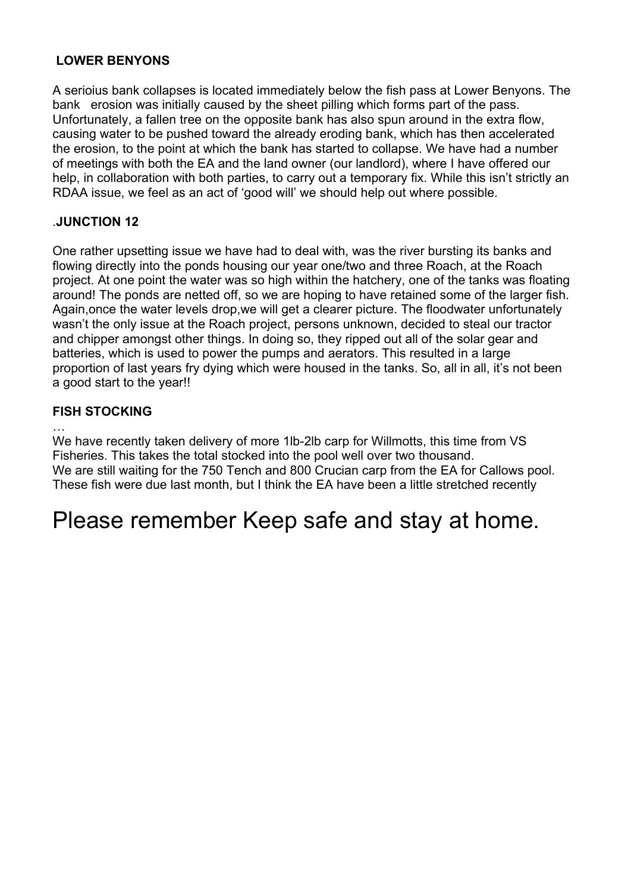**LOWER BENYONS**

A serioius bank collapses is located immediately below the fish pass at Lower Benyons. The bank erosion was initially caused by the sheet pilling which forms part of the pass. Unfortunately, a fallen tree on the opposite bank has also spun around in the extra flow, causing water to be pushed toward the already eroding bank, which has then accelerated the erosion, to the point at which the bank has started to collapse. We have had a number of meetings with both the EA and the land owner (our landlord), where I have offered our help, in collaboration with both parties, to carry out a temporary fix. While this isn't strictly an RDAA issue, we feel as an act of 'good will' we should help out where possible.

.**JUNCTION 12**

One rather upsetting issue we have had to deal with, was the river bursting its banks and flowing directly into the ponds housing our year one/two and three Roach, at the Roach project. At one point the water was so high within the hatchery, one of the tanks was floating around! The ponds are netted off, so we are hoping to have retained some of the larger fish. Again,once the water levels drop,we will get a clearer picture. The floodwater unfortunately wasn't the only issue at the Roach project, persons unknown, decided to steal our tractor and chipper amongst other things. In doing so, they ripped out all of the solar gear and batteries, which is used to power the pumps and aerators. This resulted in a large proportion of last years fry dying which were housed in the tanks. So, all in all, it's not been a good start to the year!!

**FISH STOCKING**

…

We have recently taken delivery of more 1lb-2lb carp for Willmotts, this time from VS Fisheries. This takes the total stocked into the pool well over two thousand.
We are still waiting for the 750 Tench and 800 Crucian carp from the EA for Callows pool. These fish were due last month, but I think the EA have been a little stretched recently

# Please remember Keep safe and stay at home.